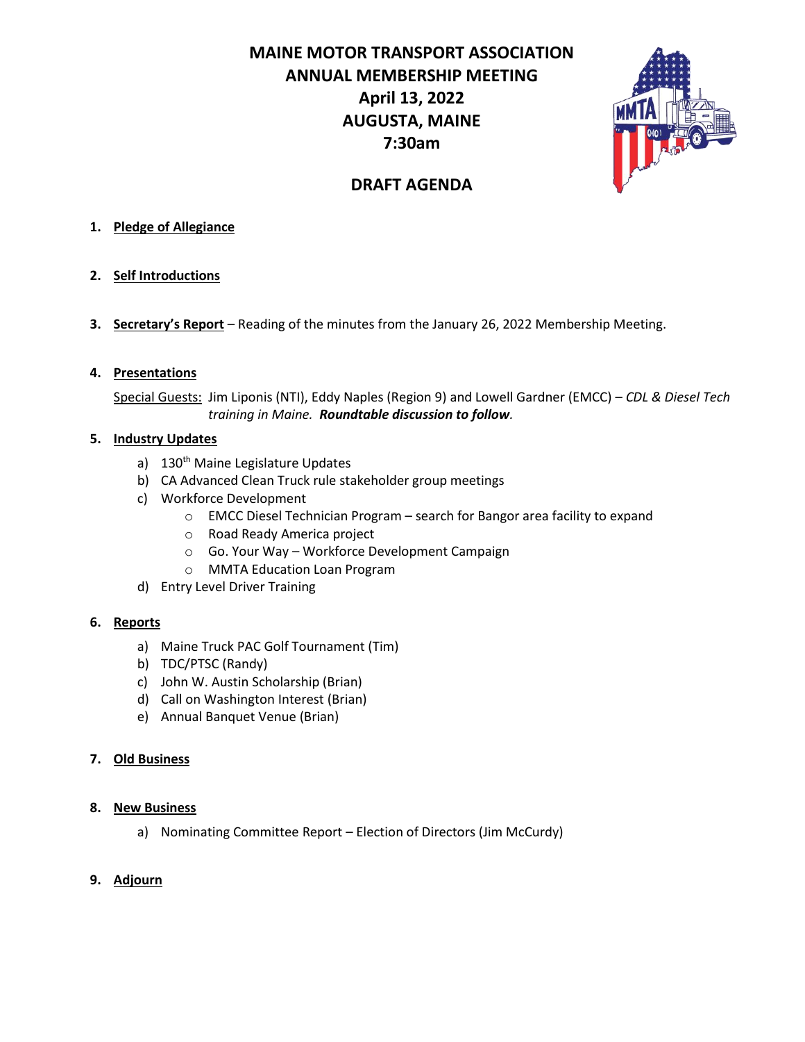# MAINE MOTOR TRANSPORT ASSOCIATION
# ANNUAL MEMBERSHIP MEETING
# April 13, 2022
# AUGUSTA, MAINE
# 7:30am

## DRAFT AGENDA

1. **Pledge of Allegiance**

2. **Self Introductions**

3. **Secretary's Report** – Reading of the minutes from the January 26, 2022 Membership Meeting.

4. **Presentations**

   Special Guests: Jim Liponis (NTI), Eddy Naples (Region 9) and Lowell Gardner (EMCC) – *CDL & Diesel Tech training in Maine.* ***Roundtable discussion to follow.***

5. **Industry Updates**
   a) 130th Maine Legislature Updates
   b) CA Advanced Clean Truck rule stakeholder group meetings
   c) Workforce Development
      - EMCC Diesel Technician Program – search for Bangor area facility to expand
      - Road Ready America project
      - Go. Your Way – Workforce Development Campaign
      - MMTA Education Loan Program
   d) Entry Level Driver Training

6. **Reports**
   a) Maine Truck PAC Golf Tournament (Tim)
   b) TDC/PTSC (Randy)
   c) John W. Austin Scholarship (Brian)
   d) Call on Washington Interest (Brian)
   e) Annual Banquet Venue (Brian)

7. **Old Business**

8. **New Business**
   a) Nominating Committee Report – Election of Directors (Jim McCurdy)

9. **Adjourn**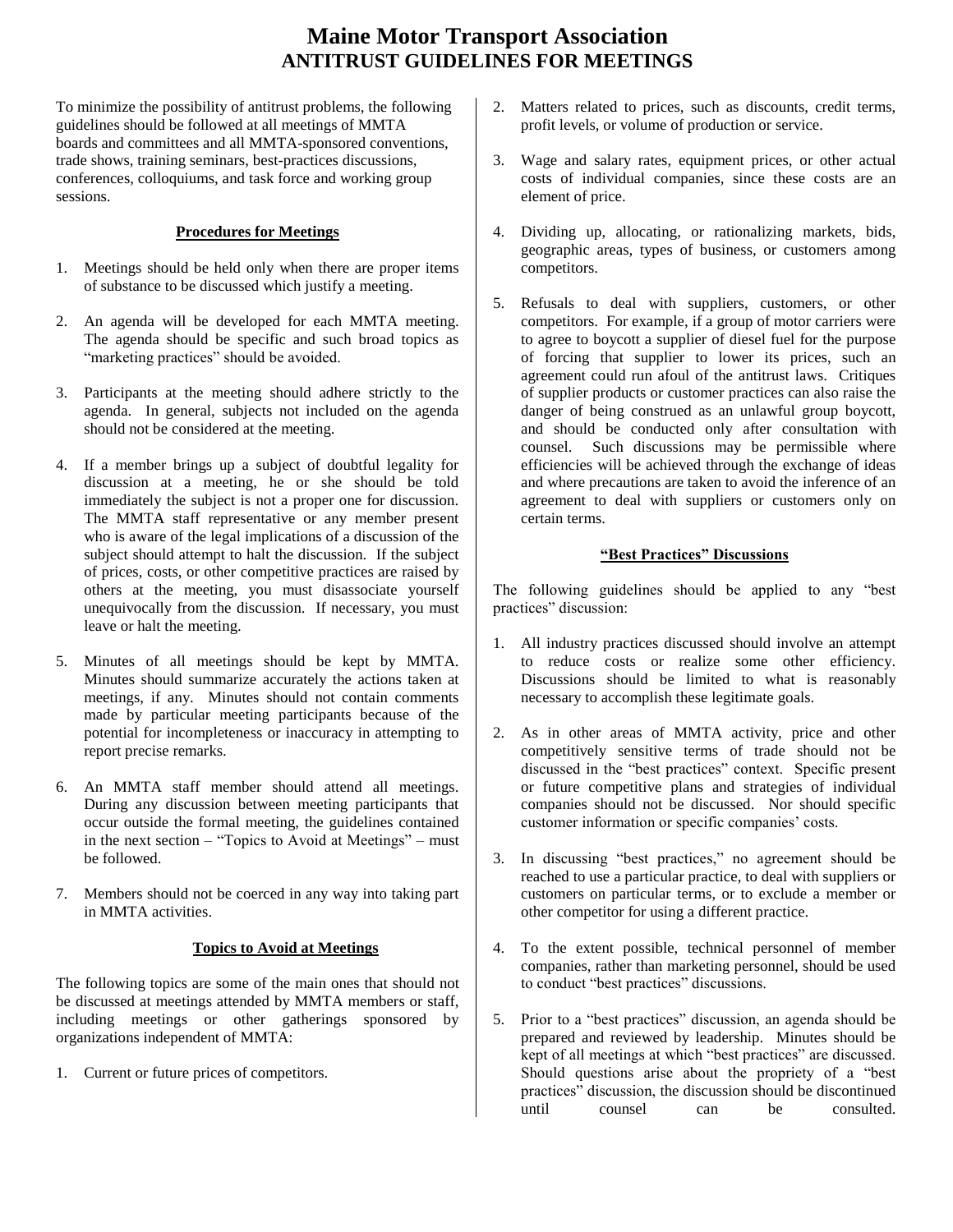# Maine Motor Transport Association
## ANTITRUST GUIDELINES FOR MEETINGS

To minimize the possibility of antitrust problems, the following guidelines should be followed at all meetings of MMTA boards and committees and all MMTA-sponsored conventions, trade shows, training seminars, best-practices discussions, conferences, colloquiums, and task force and working group sessions.

### Procedures for Meetings

1. Meetings should be held only when there are proper items of substance to be discussed which justify a meeting.
2. An agenda will be developed for each MMTA meeting. The agenda should be specific and such broad topics as "marketing practices" should be avoided.
3. Participants at the meeting should adhere strictly to the agenda. In general, subjects not included on the agenda should not be considered at the meeting.
4. If a member brings up a subject of doubtful legality for discussion at a meeting, he or she should be told immediately the subject is not a proper one for discussion. The MMTA staff representative or any member present who is aware of the legal implications of a discussion of the subject should attempt to halt the discussion. If the subject of prices, costs, or other competitive practices are raised by others at the meeting, you must disassociate yourself unequivocally from the discussion. If necessary, you must leave or halt the meeting.
5. Minutes of all meetings should be kept by MMTA. Minutes should summarize accurately the actions taken at meetings, if any. Minutes should not contain comments made by particular meeting participants because of the potential for incompleteness or inaccuracy in attempting to report precise remarks.
6. An MMTA staff member should attend all meetings. During any discussion between meeting participants that occur outside the formal meeting, the guidelines contained in the next section – "Topics to Avoid at Meetings" – must be followed.
7. Members should not be coerced in any way into taking part in MMTA activities.

### Topics to Avoid at Meetings

The following topics are some of the main ones that should not be discussed at meetings attended by MMTA members or staff, including meetings or other gatherings sponsored by organizations independent of MMTA:

1. Current or future prices of competitors.
2. Matters related to prices, such as discounts, credit terms, profit levels, or volume of production or service.
3. Wage and salary rates, equipment prices, or other actual costs of individual companies, since these costs are an element of price.
4. Dividing up, allocating, or rationalizing markets, bids, geographic areas, types of business, or customers among competitors.
5. Refusals to deal with suppliers, customers, or other competitors. For example, if a group of motor carriers were to agree to boycott a supplier of diesel fuel for the purpose of forcing that supplier to lower its prices, such an agreement could run afoul of the antitrust laws. Critiques of supplier products or customer practices can also raise the danger of being construed as an unlawful group boycott, and should be conducted only after consultation with counsel. Such discussions may be permissible where efficiencies will be achieved through the exchange of ideas and where precautions are taken to avoid the inference of an agreement to deal with suppliers or customers only on certain terms.

### "Best Practices" Discussions

The following guidelines should be applied to any "best practices" discussion:

1. All industry practices discussed should involve an attempt to reduce costs or realize some other efficiency. Discussions should be limited to what is reasonably necessary to accomplish these legitimate goals.
2. As in other areas of MMTA activity, price and other competitively sensitive terms of trade should not be discussed in the "best practices" context. Specific present or future competitive plans and strategies of individual companies should not be discussed. Nor should specific customer information or specific companies' costs.
3. In discussing "best practices," no agreement should be reached to use a particular practice, to deal with suppliers or customers on particular terms, or to exclude a member or other competitor for using a different practice.
4. To the extent possible, technical personnel of member companies, rather than marketing personnel, should be used to conduct "best practices" discussions.
5. Prior to a "best practices" discussion, an agenda should be prepared and reviewed by leadership. Minutes should be kept of all meetings at which "best practices" are discussed. Should questions arise about the propriety of a "best practices" discussion, the discussion should be discontinued until counsel can be consulted.